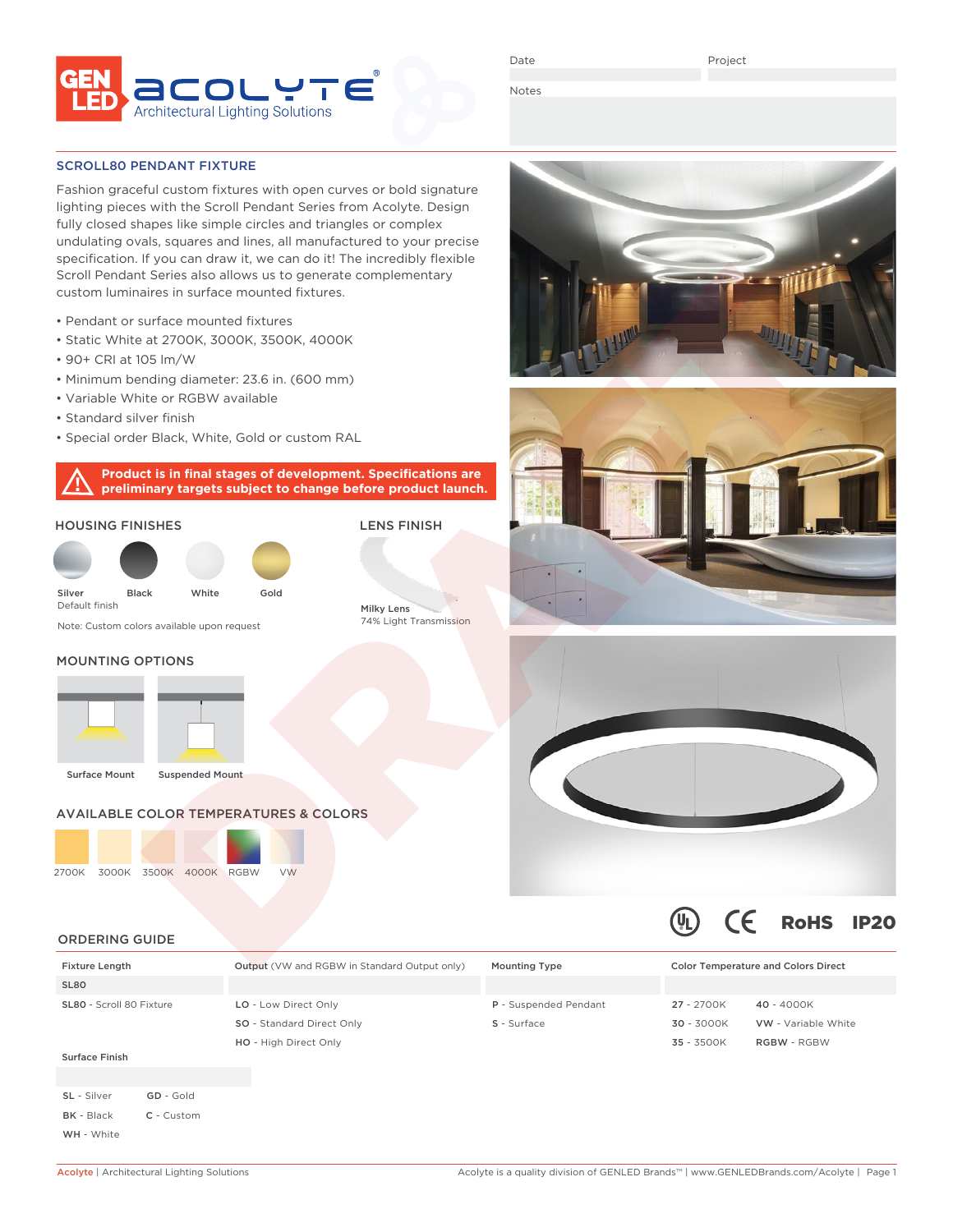GEN LED ACOLYTE® Architectural Lighting Solutions

Date | Project

Notes

## SCROLL80 PENDANT FIXTURE

Fashion graceful custom fixtures with open curves or bold signature lighting pieces with the Scroll Pendant Series from Acolyte. Design fully closed shapes like simple circles and triangles or complex undulating ovals, squares and lines, all manufactured to your precise specification. If you can draw it, we can do it! The incredibly flexible Scroll Pendant Series also allows us to generate complementary custom luminaires in surface mounted fixtures.

- Pendant or surface mounted fixtures
- Static White at 2700K, 3000K, 3500K, 4000K
- 90+ CRI at 105 lm/W
- Minimum bending diameter: 23.6 in. (600 mm)
- Variable White or RGBW available
- Standard silver finish
- Special order Black, White, Gold or custom RAL

**Product is in final stages of development. Specifications are preliminary targets subject to change before product launch.**

### HOUSING FINISHES

Silver (Default finish) | Black | White | Gold

Note: Custom colors available upon request

### LENS FINISH

Milky Lens
74% Light Transmission

### MOUNTING OPTIONS

Surface Mount | Suspended Mount

### AVAILABLE COLOR TEMPERATURES & COLORS

2700K | 3000K | 3500K | 4000K | RGBW | VW

UL | CE | RoHS | IP20

### ORDERING GUIDE

| Fixture Length | Output (VW and RGBW in Standard Output only) | Mounting Type | Color Temperature and Colors Direct | |
|---|---|---|---|---|
| SL80 | | | | |
| **SL80** - Scroll 80 Fixture | **LO** - Low Direct Only | **P** - Suspended Pendant | **27** - 2700K | **40** - 4000K |
| | **SO** - Standard Direct Only | **S** - Surface | **30** - 3000K | **VW** - Variable White |
| | **HO** - High Direct Only | | **35** - 3500K | **RGBW** - RGBW |

| Surface Finish | |
|---|---|
| **SL** - Silver | **GD** - Gold |
| **BK** - Black | **C** - Custom |
| **WH** - White | |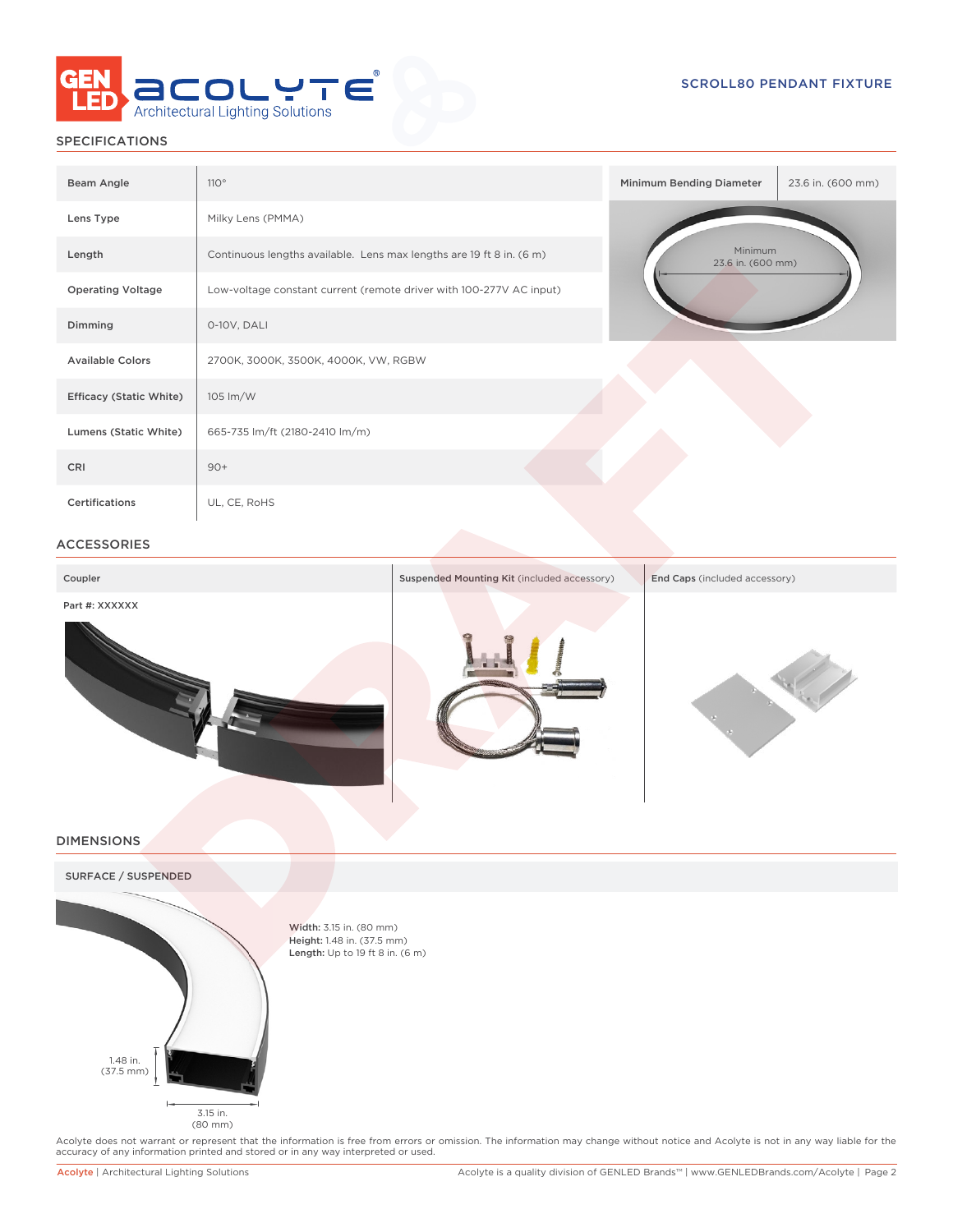## SPECIFICATIONS

| | |
|---|---|
| Beam Angle | 110° |
| Lens Type | Milky Lens (PMMA) |
| Length | Continuous lengths available. Lens max lengths are 19 ft 8 in. (6 m) |
| Operating Voltage | Low-voltage constant current (remote driver with 100-277V AC input) |
| Dimming | 0-10V, DALI |
| Available Colors | 2700K, 3000K, 3500K, 4000K, VW, RGBW |
| Efficacy (Static White) | 105 lm/W |
| Lumens (Static White) | 665-735 lm/ft (2180-2410 lm/m) |
| CRI | 90+ |
| Certifications | UL, CE, RoHS |

| Minimum Bending Diameter | 23.6 in. (600 mm) |
|---|---|

Minimum
23.6 in. (600 mm)

## ACCESSORIES

| Coupler | Suspended Mounting Kit (included accessory) | End Caps (included accessory) |
|---|---|---|
| Part #: XXXXXX | | |

## DIMENSIONS

### SURFACE / SUSPENDED

**Width:** 3.15 in. (80 mm)
**Height:** 1.48 in. (37.5 mm)
**Length:** Up to 19 ft 8 in. (6 m)

1.48 in. (37.5 mm)

3.15 in. (80 mm)

Acolyte does not warrant or represent that the information is free from errors or omission. The information may change without notice and Acolyte is not in any way liable for the accuracy of any information printed and stored or in any way interpreted or used.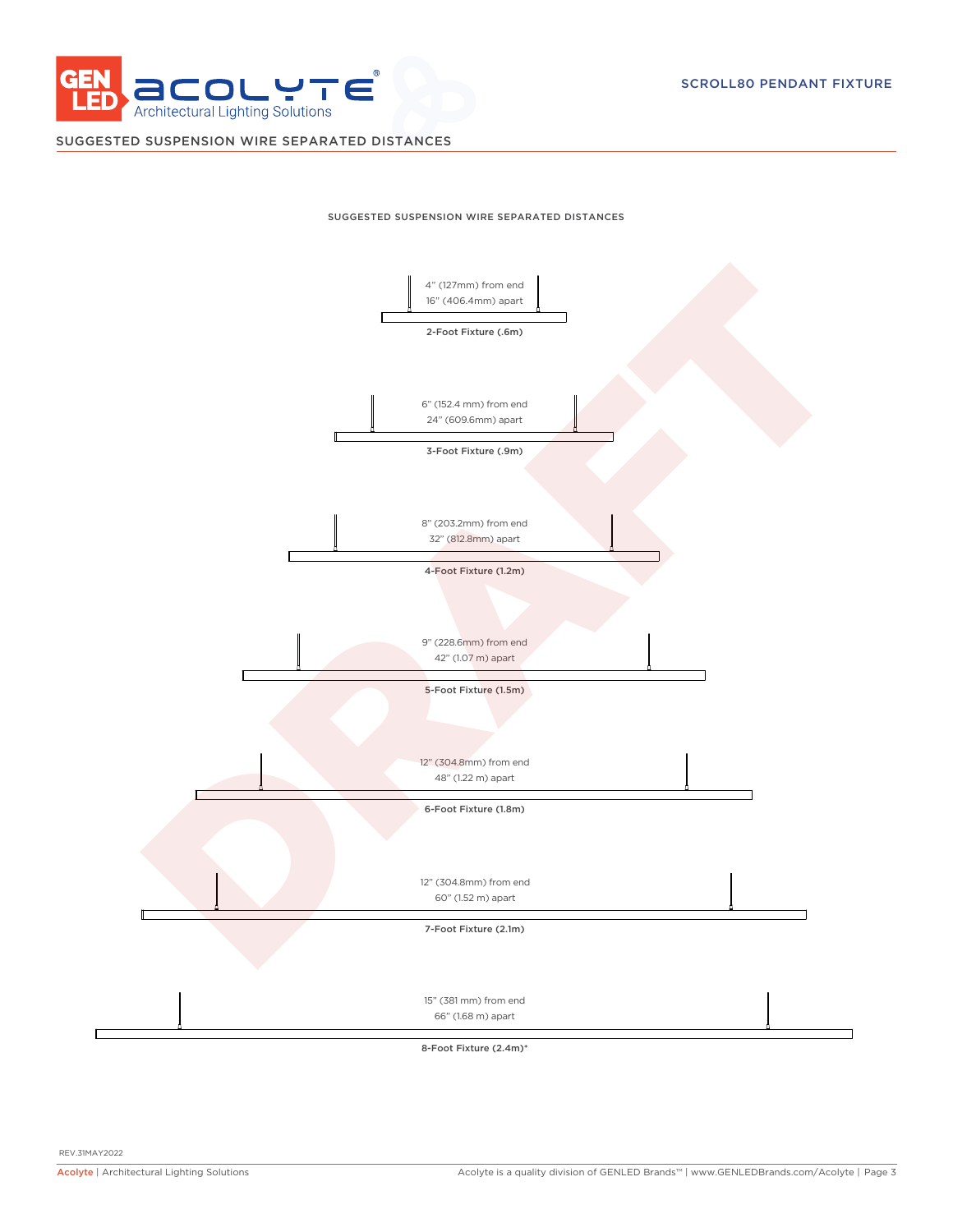## SUGGESTED SUSPENSION WIRE SEPARATED DISTANCES

SUGGESTED SUSPENSION WIRE SEPARATED DISTANCES

4" (127mm) from end
16" (406.4mm) apart
**2-Foot Fixture (.6m)**

6" (152.4 mm) from end
24" (609.6mm) apart
**3-Foot Fixture (.9m)**

8" (203.2mm) from end
32" (812.8mm) apart
**4-Foot Fixture (1.2m)**

9" (228.6mm) from end
42" (1.07 m) apart
**5-Foot Fixture (1.5m)**

12" (304.8mm) from end
48" (1.22 m) apart
**6-Foot Fixture (1.8m)**

12" (304.8mm) from end
60" (1.52 m) apart
**7-Foot Fixture (2.1m)**

15" (381 mm) from end
66" (1.68 m) apart
**8-Foot Fixture (2.4m)***

REV.31MAY2022